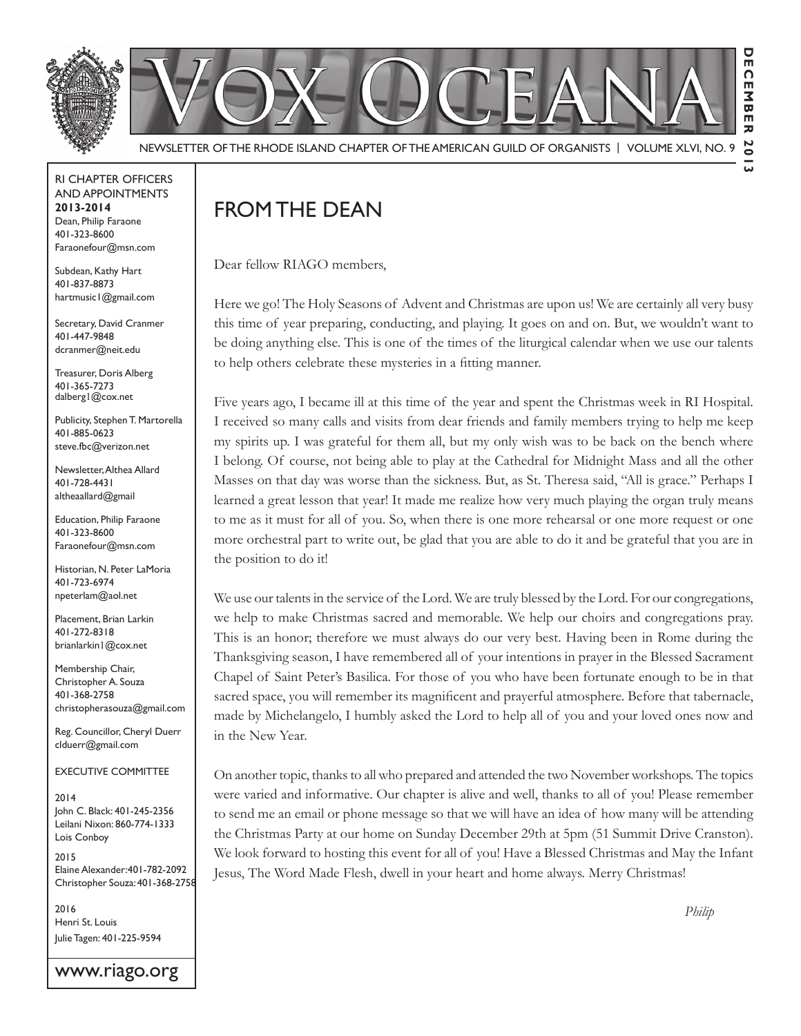# Vox Oceana

NEWSLETTER OF THE RHODE ISLAND CHAPTER OF THE AMERICAN GUILD OF ORGANISTS | VOLUME XLVI, NO. 9

DECEMBER 2013

RI CHAPTER OFFICERS AND APPOINTMENTS
**2013-2014**

Dean, Philip Faraone
401-323-8600
Faraonefour@msn.com

Subdean, Kathy Hart
401-837-8873
hartmusic1@gmail.com

Secretary, David Cranmer
401-447-9848
dcranmer@neit.edu

Treasurer, Doris Alberg
401-365-7273
dalberg1@cox.net

Publicity, Stephen T. Martorella
401-885-0623
steve.fbc@verizon.net

Newsletter, Althea Allard
401-728-4431
altheaallard@gmail

Education, Philip Faraone
401-323-8600
Faraonefour@msn.com

Historian, N. Peter LaMoria
401-723-6974
npeterlam@aol.net

Placement, Brian Larkin
401-272-8318
brianlarkin1@cox.net

Membership Chair, Christopher A. Souza
401-368-2758
christopherasouza@gmail.com

Reg. Councillor, Cheryl Duerr
clduerr@gmail.com

EXECUTIVE COMMITTEE

2014
John C. Black: 401-245-2356
Leilani Nixon: 860-774-1333
Lois Conboy

2015
Elaine Alexander: 401-782-2092
Christopher Souza: 401-368-2758

2016
Henri St. Louis
Julie Tagen: 401-225-9594

www.riago.org

## FROM THE DEAN

Dear fellow RIAGO members,

Here we go! The Holy Seasons of Advent and Christmas are upon us! We are certainly all very busy this time of year preparing, conducting, and playing. It goes on and on. But, we wouldn't want to be doing anything else. This is one of the times of the liturgical calendar when we use our talents to help others celebrate these mysteries in a fitting manner.

Five years ago, I became ill at this time of the year and spent the Christmas week in RI Hospital. I received so many calls and visits from dear friends and family members trying to help me keep my spirits up. I was grateful for them all, but my only wish was to be back on the bench where I belong. Of course, not being able to play at the Cathedral for Midnight Mass and all the other Masses on that day was worse than the sickness. But, as St. Theresa said, "All is grace." Perhaps I learned a great lesson that year! It made me realize how very much playing the organ truly means to me as it must for all of you. So, when there is one more rehearsal or one more request or one more orchestral part to write out, be glad that you are able to do it and be grateful that you are in the position to do it!

We use our talents in the service of the Lord. We are truly blessed by the Lord. For our congregations, we help to make Christmas sacred and memorable. We help our choirs and congregations pray. This is an honor; therefore we must always do our very best. Having been in Rome during the Thanksgiving season, I have remembered all of your intentions in prayer in the Blessed Sacrament Chapel of Saint Peter's Basilica. For those of you who have been fortunate enough to be in that sacred space, you will remember its magnificent and prayerful atmosphere. Before that tabernacle, made by Michelangelo, I humbly asked the Lord to help all of you and your loved ones now and in the New Year.

On another topic, thanks to all who prepared and attended the two November workshops. The topics were varied and informative. Our chapter is alive and well, thanks to all of you! Please remember to send me an email or phone message so that we will have an idea of how many will be attending the Christmas Party at our home on Sunday December 29th at 5pm (51 Summit Drive Cranston). We look forward to hosting this event for all of you! Have a Blessed Christmas and May the Infant Jesus, The Word Made Flesh, dwell in your heart and home always. Merry Christmas!

*Philip*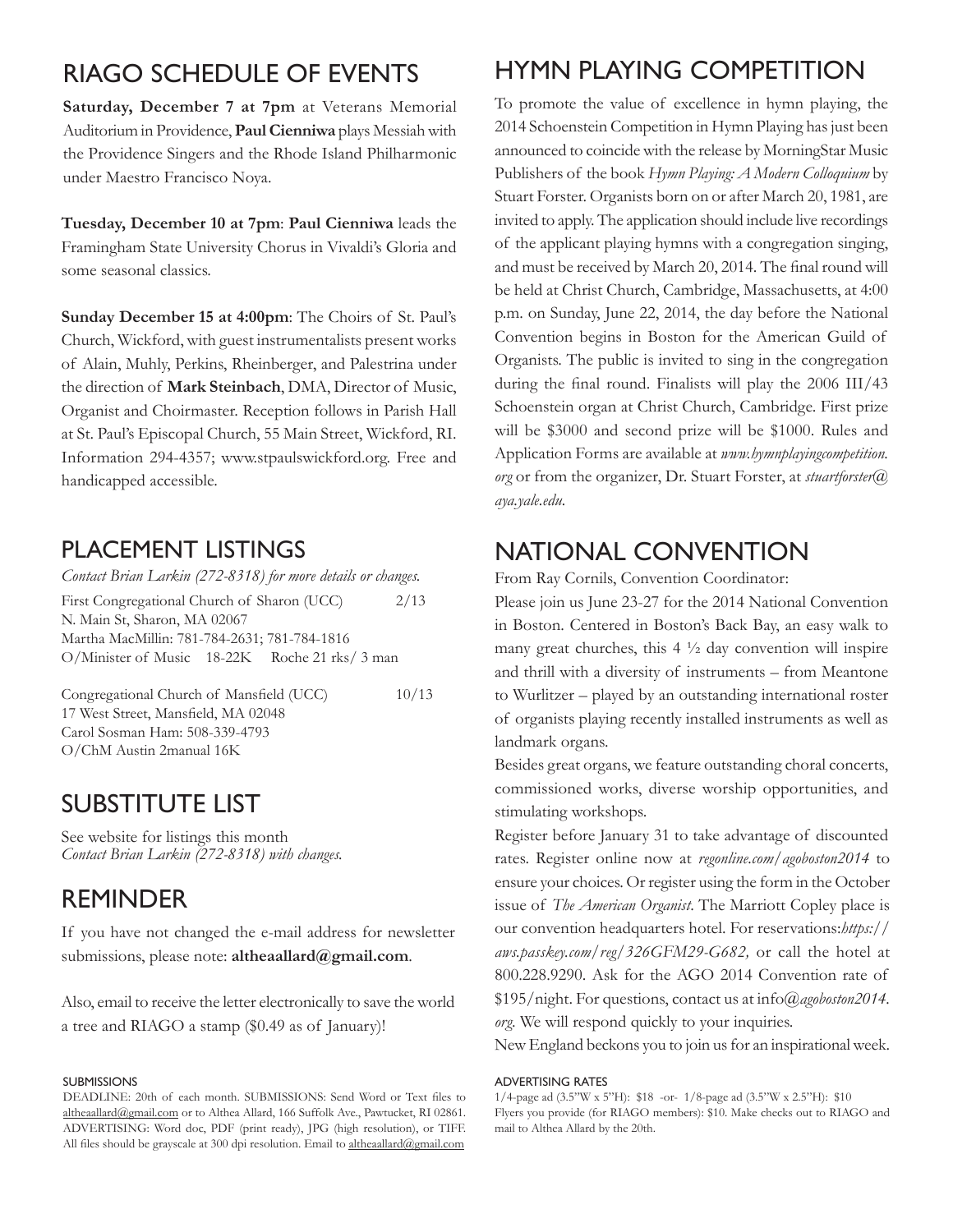## RIAGO SCHEDULE OF EVENTS

**Saturday, December 7 at 7pm** at Veterans Memorial Auditorium in Providence, **Paul Cienniwa** plays Messiah with the Providence Singers and the Rhode Island Philharmonic under Maestro Francisco Noya.

**Tuesday, December 10 at 7pm**: **Paul Cienniwa** leads the Framingham State University Chorus in Vivaldi's Gloria and some seasonal classics.

**Sunday December 15 at 4:00pm**: The Choirs of St. Paul's Church, Wickford, with guest instrumentalists present works of Alain, Muhly, Perkins, Rheinberger, and Palestrina under the direction of **Mark Steinbach**, DMA, Director of Music, Organist and Choirmaster. Reception follows in Parish Hall at St. Paul's Episcopal Church, 55 Main Street, Wickford, RI. Information 294-4357; www.stpaulswickford.org. Free and handicapped accessible.

## PLACEMENT LISTINGS

*Contact Brian Larkin (272-8318) for more details or changes.*

First Congregational Church of Sharon (UCC) 2/13
N. Main St, Sharon, MA 02067
Martha MacMillin: 781-784-2631; 781-784-1816
O/Minister of Music 18-22K Roche 21 rks/ 3 man

Congregational Church of Mansfield (UCC) 10/13
17 West Street, Mansfield, MA 02048
Carol Sosman Ham: 508-339-4793
O/ChM Austin 2manual 16K

## SUBSTITUTE LIST

See website for listings this month
*Contact Brian Larkin (272-8318) with changes.*

## REMINDER

If you have not changed the e-mail address for newsletter submissions, please note: **altheaallard@gmail.com**.

Also, email to receive the letter electronically to save the world a tree and RIAGO a stamp ($0.49 as of January)!

## HYMN PLAYING COMPETITION

To promote the value of excellence in hymn playing, the 2014 Schoenstein Competition in Hymn Playing has just been announced to coincide with the release by MorningStar Music Publishers of the book *Hymn Playing: A Modern Colloquium* by Stuart Forster. Organists born on or after March 20, 1981, are invited to apply. The application should include live recordings of the applicant playing hymns with a congregation singing, and must be received by March 20, 2014. The final round will be held at Christ Church, Cambridge, Massachusetts, at 4:00 p.m. on Sunday, June 22, 2014, the day before the National Convention begins in Boston for the American Guild of Organists. The public is invited to sing in the congregation during the final round. Finalists will play the 2006 III/43 Schoenstein organ at Christ Church, Cambridge. First prize will be $3000 and second prize will be $1000. Rules and Application Forms are available at *www.hymnplayingcompetition.org* or from the organizer, Dr. Stuart Forster, at *stuartforster@aya.yale.edu*.

## NATIONAL CONVENTION

From Ray Cornils, Convention Coordinator:

Please join us June 23-27 for the 2014 National Convention in Boston. Centered in Boston's Back Bay, an easy walk to many great churches, this 4 ½ day convention will inspire and thrill with a diversity of instruments – from Meantone to Wurlitzer – played by an outstanding international roster of organists playing recently installed instruments as well as landmark organs.

Besides great organs, we feature outstanding choral concerts, commissioned works, diverse worship opportunities, and stimulating workshops.

Register before January 31 to take advantage of discounted rates. Register online now at *regonline.com/agoboston2014* to ensure your choices. Or register using the form in the October issue of *The American Organist*. The Marriott Copley place is our convention headquarters hotel. For reservations:*https://aws.passkey.com/reg/326GFM29-G682,* or call the hotel at 800.228.9290. Ask for the AGO 2014 Convention rate of $195/night. For questions, contact us at info@*agoboston2014.org.* We will respond quickly to your inquiries.

New England beckons you to join us for an inspirational week.

#### SUBMISSIONS

DEADLINE: 20th of each month. SUBMISSIONS: Send Word or Text files to altheaallard@gmail.com or to Althea Allard, 166 Suffolk Ave., Pawtucket, RI 02861. ADVERTISING: Word doc, PDF (print ready), JPG (high resolution), or TIFF. All files should be grayscale at 300 dpi resolution. Email to altheaallard@gmail.com

#### ADVERTISING RATES

1/4-page ad (3.5"W x 5"H): $18 -or- 1/8-page ad (3.5"W x 2.5"H): $10
Flyers you provide (for RIAGO members): $10. Make checks out to RIAGO and mail to Althea Allard by the 20th.